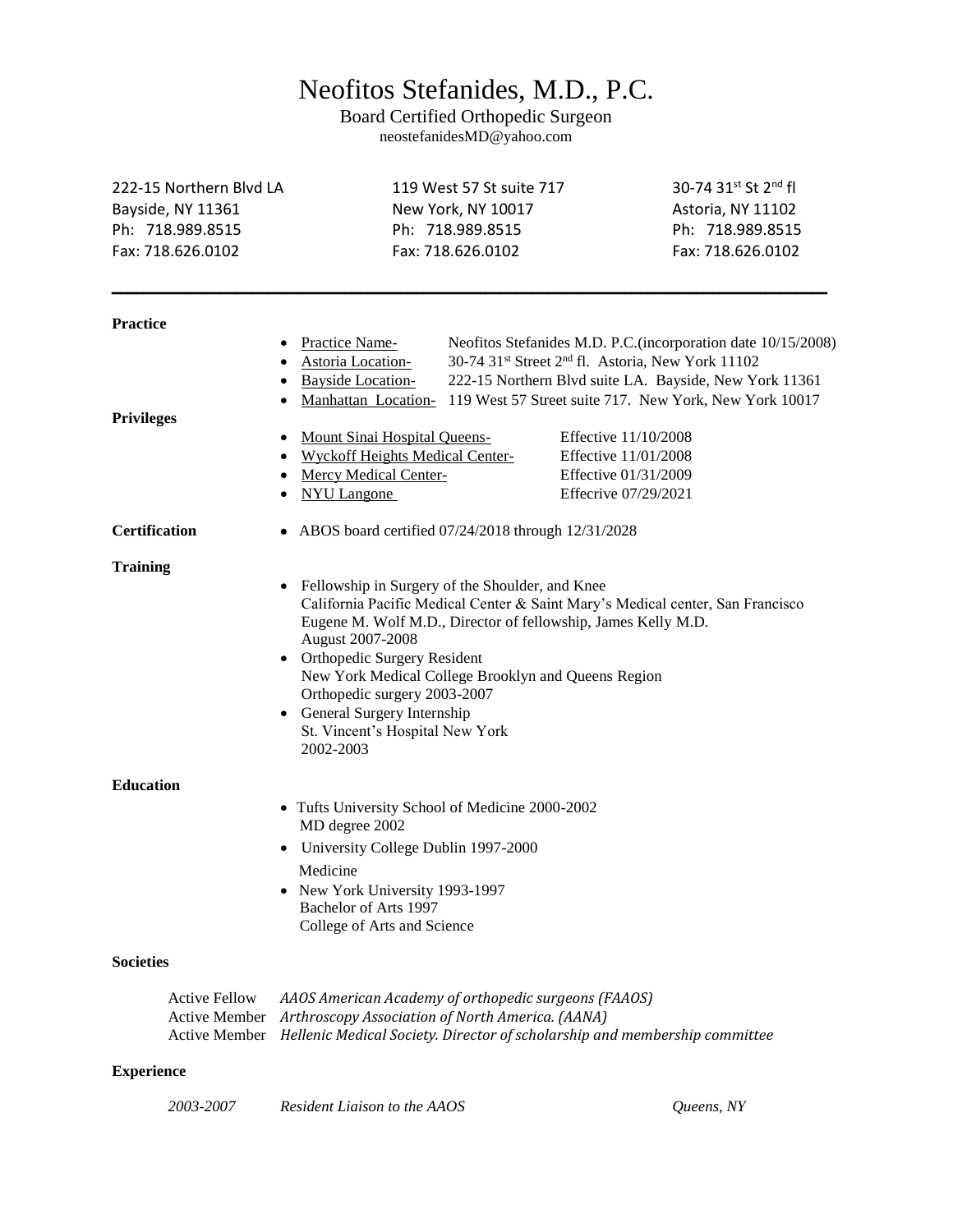# Neofitos Stefanides, M.D., P.C.

Board Certified Orthopedic Surgeon
neostefanidesMD@yahoo.com

| | | |
|---|---|---|
| 222-15 Northern Blvd LA | 119 West 57 St suite 717 | 30-74 31st St 2nd fl |
| Bayside, NY 11361 | New York, NY 10017 | Astoria, NY 11102 |
| Ph: 718.989.8515 | Ph: 718.989.8515 | Ph: 718.989.8515 |
| Fax: 718.626.0102 | Fax: 718.626.0102 | Fax: 718.626.0102 |

---

**Practice**

- Practice Name- Neofitos Stefanides M.D. P.C.(incorporation date 10/15/2008)
- Astoria Location- 30-74 31st Street 2nd fl. Astoria, New York 11102
- Bayside Location- 222-15 Northern Blvd suite LA. Bayside, New York 11361
- Manhattan Location- 119 West 57 Street suite 717. New York, New York 10017

**Privileges**

- Mount Sinai Hospital Queens- Effective 11/10/2008
- Wyckoff Heights Medical Center- Effective 11/01/2008
- Mercy Medical Center- Effective 01/31/2009
- NYU Langone Effecrive 07/29/2021

**Certification**

- ABOS board certified 07/24/2018 through 12/31/2028

**Training**

- Fellowship in Surgery of the Shoulder, and Knee
  California Pacific Medical Center & Saint Mary's Medical center, San Francisco
  Eugene M. Wolf M.D., Director of fellowship, James Kelly M.D.
  August 2007-2008
- Orthopedic Surgery Resident
  New York Medical College Brooklyn and Queens Region
  Orthopedic surgery 2003-2007
- General Surgery Internship
  St. Vincent's Hospital New York
  2002-2003

**Education**

- Tufts University School of Medicine 2000-2002
  MD degree 2002
- University College Dublin 1997-2000
  Medicine
- New York University 1993-1997
  Bachelor of Arts 1997
  College of Arts and Science

**Societies**

Active Fellow *AAOS American Academy of orthopedic surgeons (FAAOS)*
Active Member *Arthroscopy Association of North America. (AANA)*
Active Member *Hellenic Medical Society. Director of scholarship and membership committee*

**Experience**

*2003-2007* *Resident Liaison to the AAOS* *Queens, NY*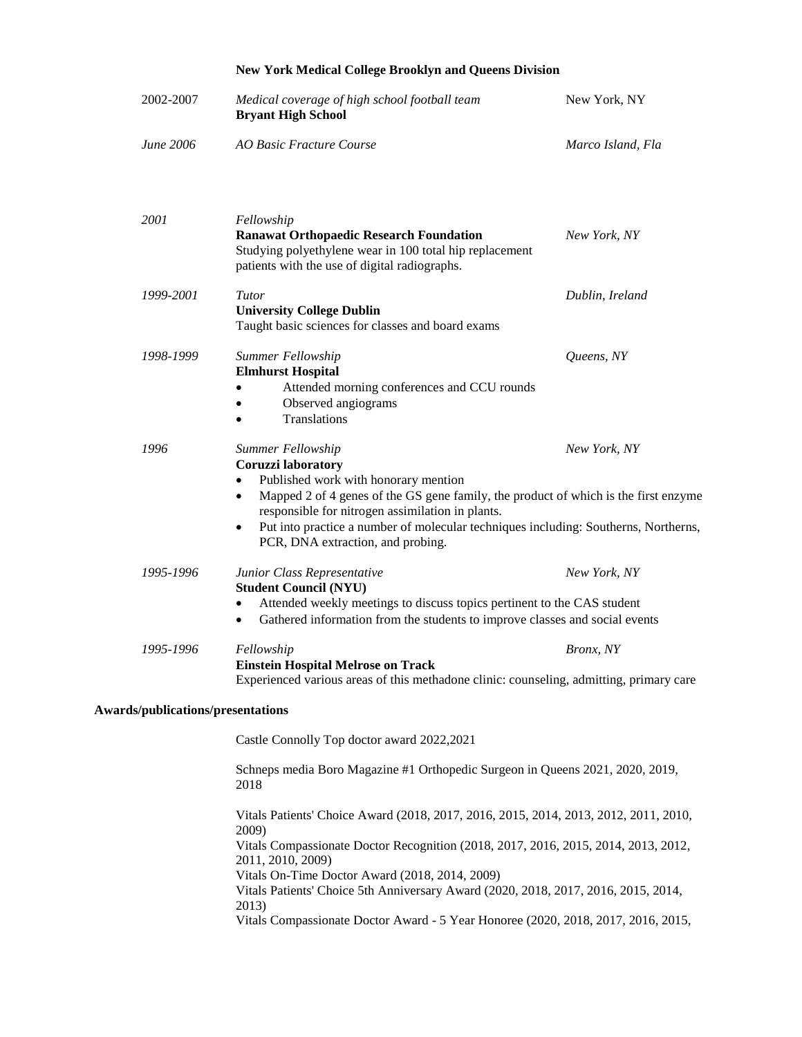**New York Medical College Brooklyn and Queens Division**

2002-2007 *Medical coverage of high school football team* New York, NY
**Bryant High School**

*June 2006* *AO Basic Fracture Course* *Marco Island, Fla*

*2001* *Fellowship* *New York, NY*
**Ranawat Orthopaedic Research Foundation**
Studying polyethylene wear in 100 total hip replacement patients with the use of digital radiographs.

*1999-2001* *Tutor* *Dublin, Ireland*
**University College Dublin**
Taught basic sciences for classes and board exams

*1998-1999* *Summer Fellowship* *Queens, NY*
**Elmhurst Hospital**
- Attended morning conferences and CCU rounds
- Observed angiograms
- Translations

*1996* *Summer Fellowship* *New York, NY*
**Coruzzi laboratory**
- Published work with honorary mention
- Mapped 2 of 4 genes of the GS gene family, the product of which is the first enzyme responsible for nitrogen assimilation in plants.
- Put into practice a number of molecular techniques including: Southerns, Northerns, PCR, DNA extraction, and probing.

*1995-1996* *Junior Class Representative* *New York, NY*
**Student Council (NYU)**
- Attended weekly meetings to discuss topics pertinent to the CAS student
- Gathered information from the students to improve classes and social events

*1995-1996* *Fellowship* *Bronx, NY*
**Einstein Hospital Melrose on Track**
Experienced various areas of this methadone clinic: counseling, admitting, primary care

**Awards/publications/presentations**

Castle Connolly Top doctor award 2022,2021

Schneps media Boro Magazine #1 Orthopedic Surgeon in Queens 2021, 2020, 2019, 2018

Vitals Patients' Choice Award (2018, 2017, 2016, 2015, 2014, 2013, 2012, 2011, 2010, 2009)
Vitals Compassionate Doctor Recognition (2018, 2017, 2016, 2015, 2014, 2013, 2012, 2011, 2010, 2009)
Vitals On-Time Doctor Award (2018, 2014, 2009)
Vitals Patients' Choice 5th Anniversary Award (2020, 2018, 2017, 2016, 2015, 2014, 2013)
Vitals Compassionate Doctor Award - 5 Year Honoree (2020, 2018, 2017, 2016, 2015,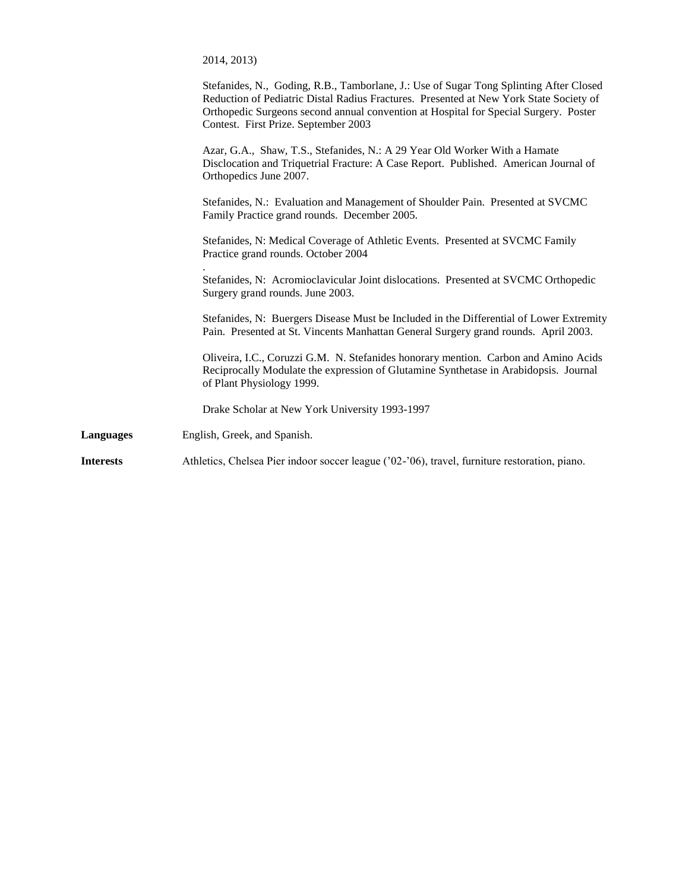2014, 2013)

Stefanides, N., Goding, R.B., Tamborlane, J.: Use of Sugar Tong Splinting After Closed Reduction of Pediatric Distal Radius Fractures. Presented at New York State Society of Orthopedic Surgeons second annual convention at Hospital for Special Surgery. Poster Contest. First Prize. September 2003

Azar, G.A., Shaw, T.S., Stefanides, N.: A 29 Year Old Worker With a Hamate Disclocation and Triquetrial Fracture: A Case Report. Published. American Journal of Orthopedics June 2007.

Stefanides, N.: Evaluation and Management of Shoulder Pain. Presented at SVCMC Family Practice grand rounds. December 2005.

Stefanides, N: Medical Coverage of Athletic Events. Presented at SVCMC Family Practice grand rounds. October 2004

.

Stefanides, N: Acromioclavicular Joint dislocations. Presented at SVCMC Orthopedic Surgery grand rounds. June 2003.

Stefanides, N: Buergers Disease Must be Included in the Differential of Lower Extremity Pain. Presented at St. Vincents Manhattan General Surgery grand rounds. April 2003.

Oliveira, I.C., Coruzzi G.M. N. Stefanides honorary mention. Carbon and Amino Acids Reciprocally Modulate the expression of Glutamine Synthetase in Arabidopsis. Journal of Plant Physiology 1999.

Drake Scholar at New York University 1993-1997

**Languages** English, Greek, and Spanish.

**Interests** Athletics, Chelsea Pier indoor soccer league ('02-'06), travel, furniture restoration, piano.